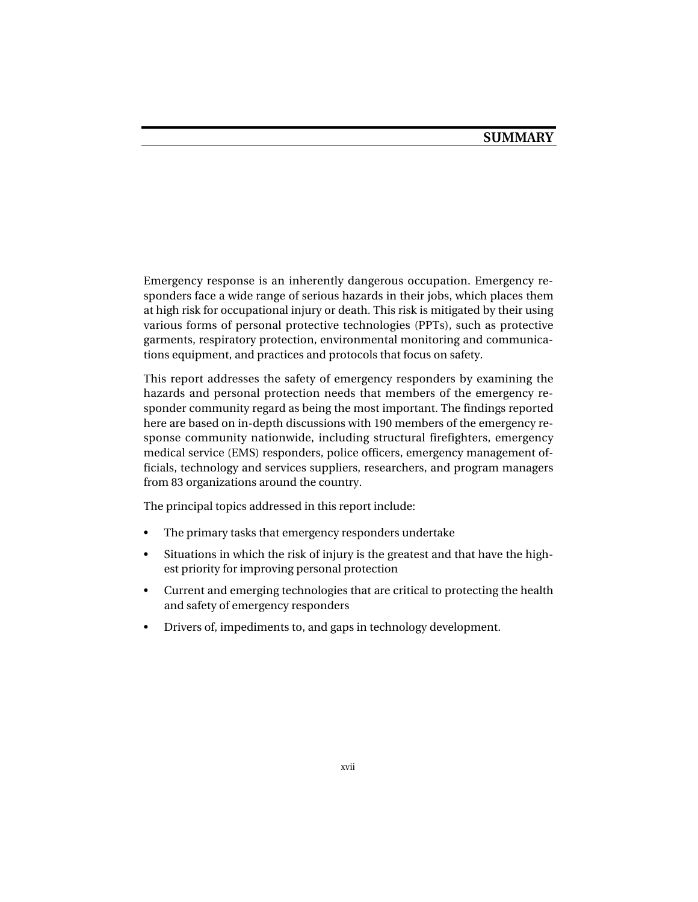# SUMMARY

Emergency response is an inherently dangerous occupation. Emergency responders face a wide range of serious hazards in their jobs, which places them at high risk for occupational injury or death. This risk is mitigated by their using various forms of personal protective technologies (PPTs), such as protective garments, respiratory protection, environmental monitoring and communications equipment, and practices and protocols that focus on safety.

This report addresses the safety of emergency responders by examining the hazards and personal protection needs that members of the emergency responder community regard as being the most important. The findings reported here are based on in-depth discussions with 190 members of the emergency response community nationwide, including structural firefighters, emergency medical service (EMS) responders, police officers, emergency management officials, technology and services suppliers, researchers, and program managers from 83 organizations around the country.

The principal topics addressed in this report include:

- The primary tasks that emergency responders undertake
- Situations in which the risk of injury is the greatest and that have the highest priority for improving personal protection
- Current and emerging technologies that are critical to protecting the health and safety of emergency responders
- Drivers of, impediments to, and gaps in technology development.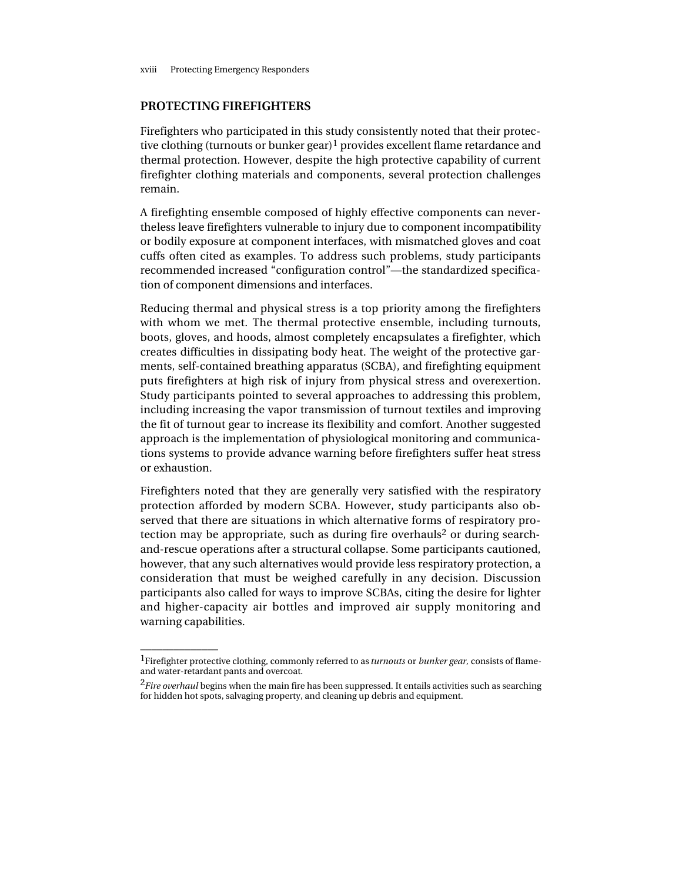## PROTECTING FIREFIGHTERS

Firefighters who participated in this study consistently noted that their protective clothing (turnouts or bunker gear)[1] provides excellent flame retardance and thermal protection. However, despite the high protective capability of current firefighter clothing materials and components, several protection challenges remain.

A firefighting ensemble composed of highly effective components can nevertheless leave firefighters vulnerable to injury due to component incompatibility or bodily exposure at component interfaces, with mismatched gloves and coat cuffs often cited as examples. To address such problems, study participants recommended increased "configuration control"—the standardized specification of component dimensions and interfaces.

Reducing thermal and physical stress is a top priority among the firefighters with whom we met. The thermal protective ensemble, including turnouts, boots, gloves, and hoods, almost completely encapsulates a firefighter, which creates difficulties in dissipating body heat. The weight of the protective garments, self-contained breathing apparatus (SCBA), and firefighting equipment puts firefighters at high risk of injury from physical stress and overexertion. Study participants pointed to several approaches to addressing this problem, including increasing the vapor transmission of turnout textiles and improving the fit of turnout gear to increase its flexibility and comfort. Another suggested approach is the implementation of physiological monitoring and communications systems to provide advance warning before firefighters suffer heat stress or exhaustion.

Firefighters noted that they are generally very satisfied with the respiratory protection afforded by modern SCBA. However, study participants also observed that there are situations in which alternative forms of respiratory protection may be appropriate, such as during fire overhauls[2] or during search-and-rescue operations after a structural collapse. Some participants cautioned, however, that any such alternatives would provide less respiratory protection, a consideration that must be weighed carefully in any decision. Discussion participants also called for ways to improve SCBAs, citing the desire for lighter and higher-capacity air bottles and improved air supply monitoring and warning capabilities.

---

[1]Firefighter protective clothing, commonly referred to as *turnouts* or *bunker gear,* consists of flame- and water-retardant pants and overcoat.

[2]*Fire overhaul* begins when the main fire has been suppressed. It entails activities such as searching for hidden hot spots, salvaging property, and cleaning up debris and equipment.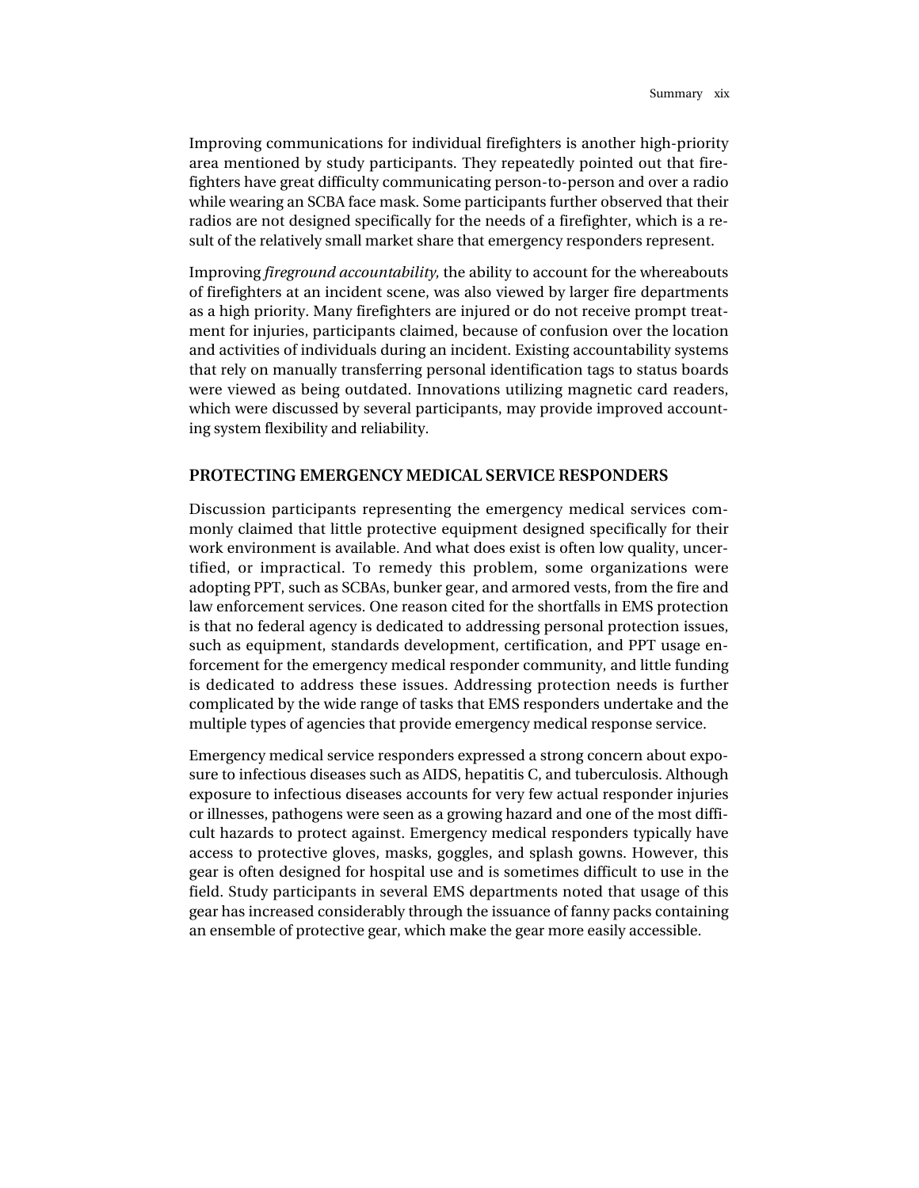Improving communications for individual firefighters is another high-priority area mentioned by study participants. They repeatedly pointed out that firefighters have great difficulty communicating person-to-person and over a radio while wearing an SCBA face mask. Some participants further observed that their radios are not designed specifically for the needs of a firefighter, which is a result of the relatively small market share that emergency responders represent.

Improving *fireground accountability,* the ability to account for the whereabouts of firefighters at an incident scene, was also viewed by larger fire departments as a high priority. Many firefighters are injured or do not receive prompt treatment for injuries, participants claimed, because of confusion over the location and activities of individuals during an incident. Existing accountability systems that rely on manually transferring personal identification tags to status boards were viewed as being outdated. Innovations utilizing magnetic card readers, which were discussed by several participants, may provide improved accounting system flexibility and reliability.

## PROTECTING EMERGENCY MEDICAL SERVICE RESPONDERS

Discussion participants representing the emergency medical services commonly claimed that little protective equipment designed specifically for their work environment is available. And what does exist is often low quality, uncertified, or impractical. To remedy this problem, some organizations were adopting PPT, such as SCBAs, bunker gear, and armored vests, from the fire and law enforcement services. One reason cited for the shortfalls in EMS protection is that no federal agency is dedicated to addressing personal protection issues, such as equipment, standards development, certification, and PPT usage enforcement for the emergency medical responder community, and little funding is dedicated to address these issues. Addressing protection needs is further complicated by the wide range of tasks that EMS responders undertake and the multiple types of agencies that provide emergency medical response service.

Emergency medical service responders expressed a strong concern about exposure to infectious diseases such as AIDS, hepatitis C, and tuberculosis. Although exposure to infectious diseases accounts for very few actual responder injuries or illnesses, pathogens were seen as a growing hazard and one of the most difficult hazards to protect against. Emergency medical responders typically have access to protective gloves, masks, goggles, and splash gowns. However, this gear is often designed for hospital use and is sometimes difficult to use in the field. Study participants in several EMS departments noted that usage of this gear has increased considerably through the issuance of fanny packs containing an ensemble of protective gear, which make the gear more easily accessible.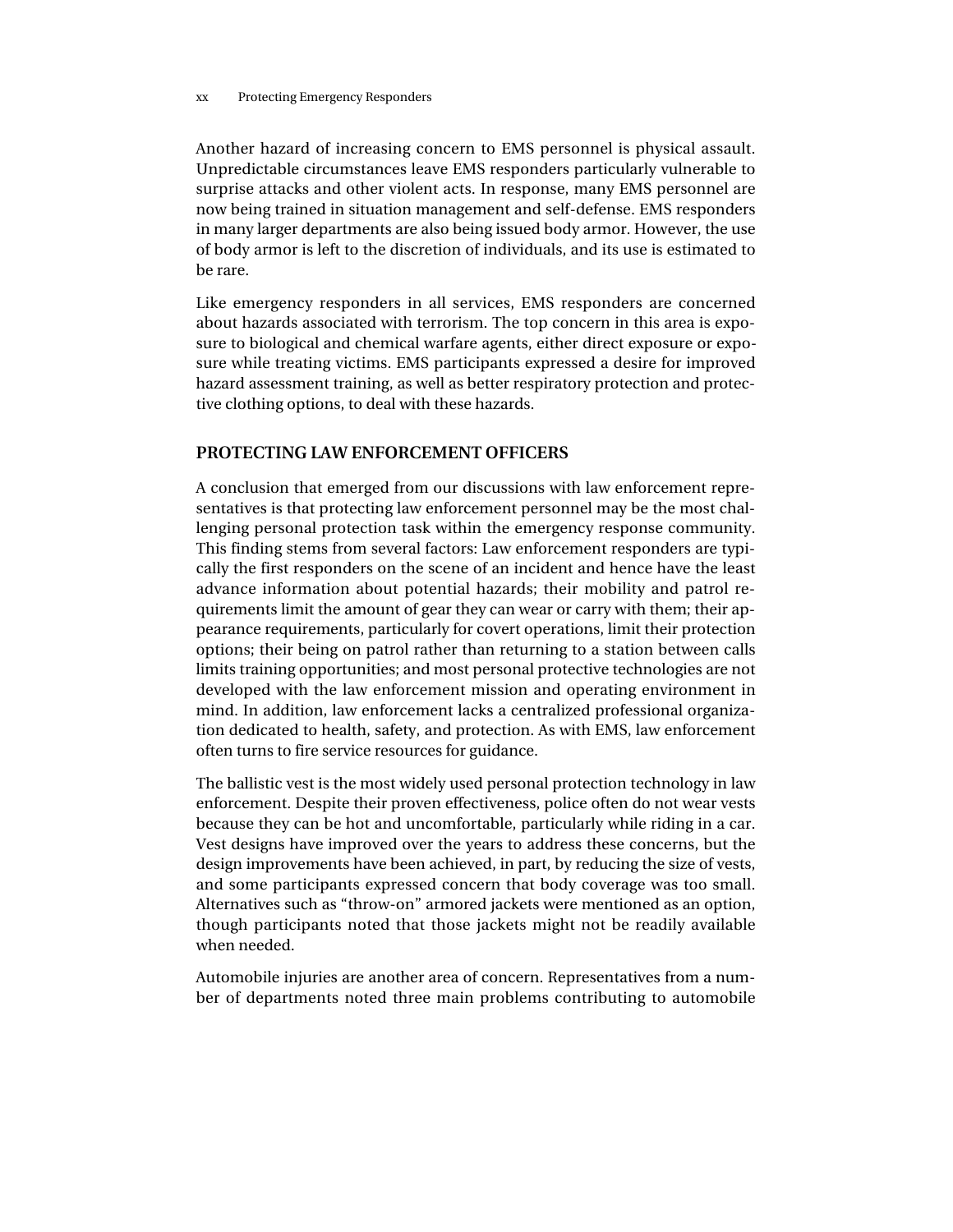Another hazard of increasing concern to EMS personnel is physical assault. Unpredictable circumstances leave EMS responders particularly vulnerable to surprise attacks and other violent acts. In response, many EMS personnel are now being trained in situation management and self-defense. EMS responders in many larger departments are also being issued body armor. However, the use of body armor is left to the discretion of individuals, and its use is estimated to be rare.

Like emergency responders in all services, EMS responders are concerned about hazards associated with terrorism. The top concern in this area is exposure to biological and chemical warfare agents, either direct exposure or exposure while treating victims. EMS participants expressed a desire for improved hazard assessment training, as well as better respiratory protection and protective clothing options, to deal with these hazards.

## PROTECTING LAW ENFORCEMENT OFFICERS

A conclusion that emerged from our discussions with law enforcement representatives is that protecting law enforcement personnel may be the most challenging personal protection task within the emergency response community. This finding stems from several factors: Law enforcement responders are typically the first responders on the scene of an incident and hence have the least advance information about potential hazards; their mobility and patrol requirements limit the amount of gear they can wear or carry with them; their appearance requirements, particularly for covert operations, limit their protection options; their being on patrol rather than returning to a station between calls limits training opportunities; and most personal protective technologies are not developed with the law enforcement mission and operating environment in mind. In addition, law enforcement lacks a centralized professional organization dedicated to health, safety, and protection. As with EMS, law enforcement often turns to fire service resources for guidance.

The ballistic vest is the most widely used personal protection technology in law enforcement. Despite their proven effectiveness, police often do not wear vests because they can be hot and uncomfortable, particularly while riding in a car. Vest designs have improved over the years to address these concerns, but the design improvements have been achieved, in part, by reducing the size of vests, and some participants expressed concern that body coverage was too small. Alternatives such as "throw-on" armored jackets were mentioned as an option, though participants noted that those jackets might not be readily available when needed.

Automobile injuries are another area of concern. Representatives from a number of departments noted three main problems contributing to automobile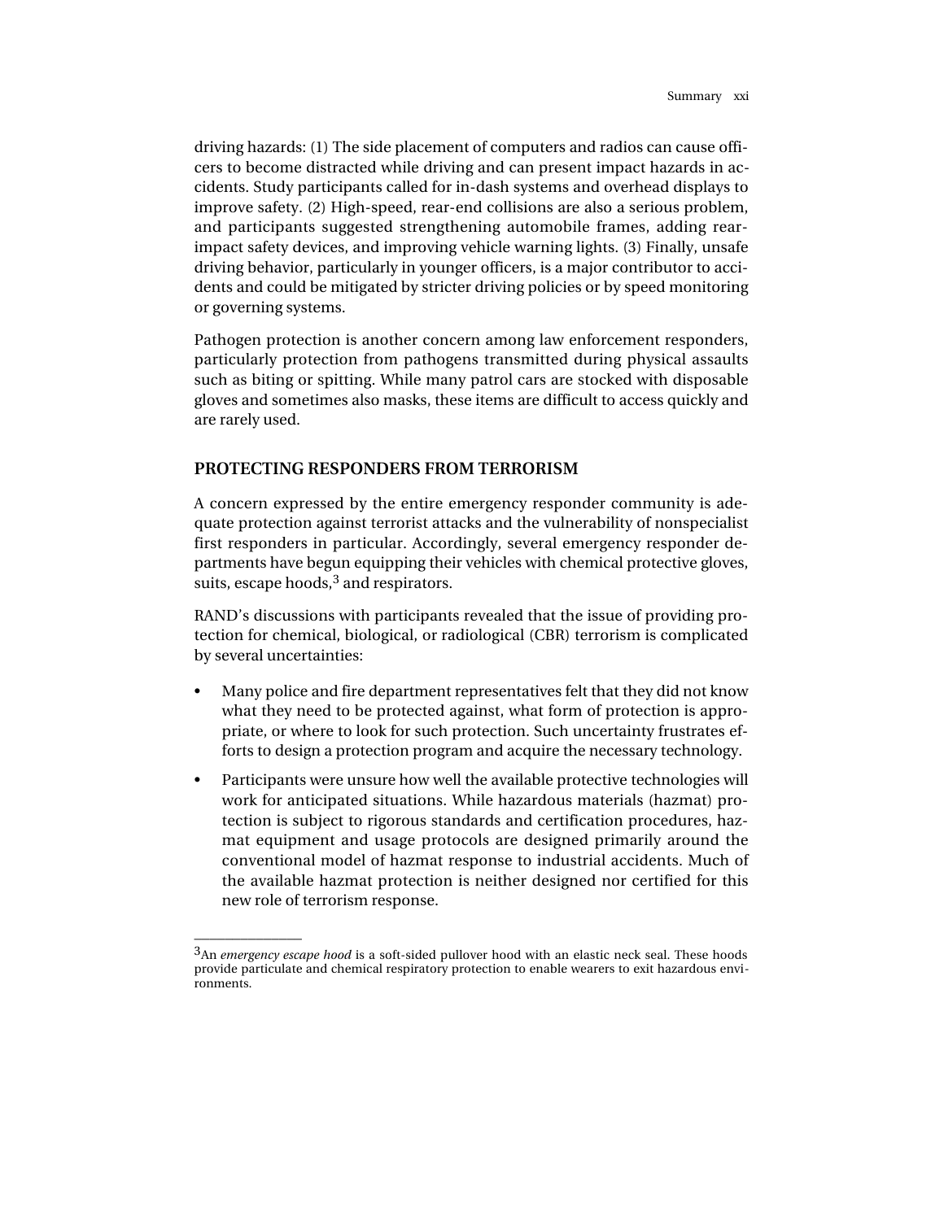driving hazards: (1) The side placement of computers and radios can cause officers to become distracted while driving and can present impact hazards in accidents. Study participants called for in-dash systems and overhead displays to improve safety. (2) High-speed, rear-end collisions are also a serious problem, and participants suggested strengthening automobile frames, adding rear-impact safety devices, and improving vehicle warning lights. (3) Finally, unsafe driving behavior, particularly in younger officers, is a major contributor to accidents and could be mitigated by stricter driving policies or by speed monitoring or governing systems.

Pathogen protection is another concern among law enforcement responders, particularly protection from pathogens transmitted during physical assaults such as biting or spitting. While many patrol cars are stocked with disposable gloves and sometimes also masks, these items are difficult to access quickly and are rarely used.

## PROTECTING RESPONDERS FROM TERRORISM

A concern expressed by the entire emergency responder community is adequate protection against terrorist attacks and the vulnerability of nonspecialist first responders in particular. Accordingly, several emergency responder departments have begun equipping their vehicles with chemical protective gloves, suits, escape hoods,[3] and respirators.

RAND's discussions with participants revealed that the issue of providing protection for chemical, biological, or radiological (CBR) terrorism is complicated by several uncertainties:

- Many police and fire department representatives felt that they did not know what they need to be protected against, what form of protection is appropriate, or where to look for such protection. Such uncertainty frustrates efforts to design a protection program and acquire the necessary technology.
- Participants were unsure how well the available protective technologies will work for anticipated situations. While hazardous materials (hazmat) protection is subject to rigorous standards and certification procedures, hazmat equipment and usage protocols are designed primarily around the conventional model of hazmat response to industrial accidents. Much of the available hazmat protection is neither designed nor certified for this new role of terrorism response.

---

[3]An *emergency escape hood* is a soft-sided pullover hood with an elastic neck seal. These hoods provide particulate and chemical respiratory protection to enable wearers to exit hazardous environments.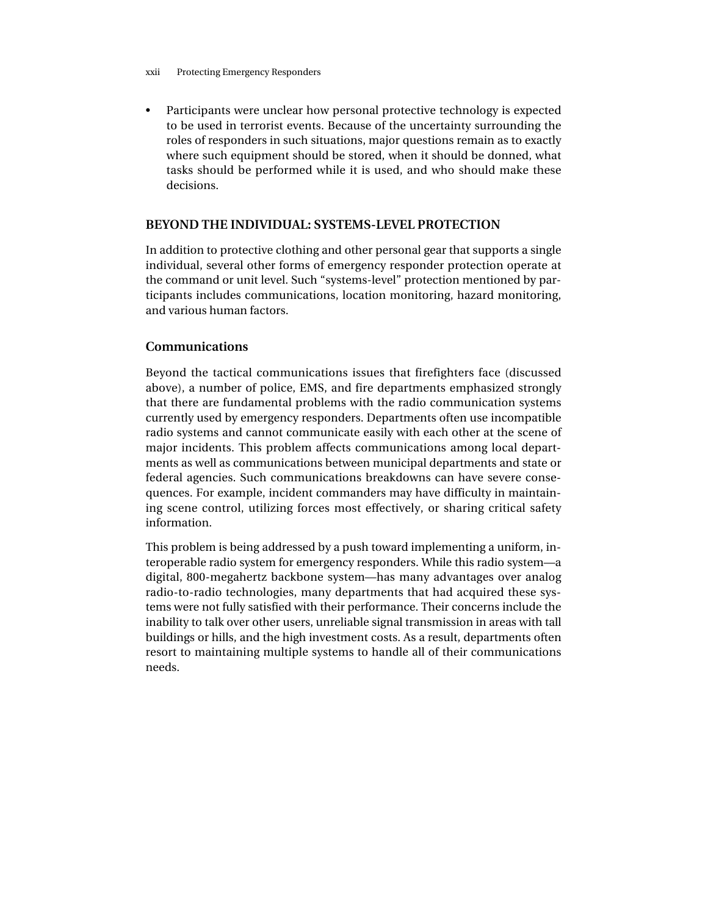- Participants were unclear how personal protective technology is expected to be used in terrorist events. Because of the uncertainty surrounding the roles of responders in such situations, major questions remain as to exactly where such equipment should be stored, when it should be donned, what tasks should be performed while it is used, and who should make these decisions.

## BEYOND THE INDIVIDUAL: SYSTEMS-LEVEL PROTECTION

In addition to protective clothing and other personal gear that supports a single individual, several other forms of emergency responder protection operate at the command or unit level. Such "systems-level" protection mentioned by participants includes communications, location monitoring, hazard monitoring, and various human factors.

### Communications

Beyond the tactical communications issues that firefighters face (discussed above), a number of police, EMS, and fire departments emphasized strongly that there are fundamental problems with the radio communication systems currently used by emergency responders. Departments often use incompatible radio systems and cannot communicate easily with each other at the scene of major incidents. This problem affects communications among local departments as well as communications between municipal departments and state or federal agencies. Such communications breakdowns can have severe consequences. For example, incident commanders may have difficulty in maintaining scene control, utilizing forces most effectively, or sharing critical safety information.

This problem is being addressed by a push toward implementing a uniform, interoperable radio system for emergency responders. While this radio system—a digital, 800-megahertz backbone system—has many advantages over analog radio-to-radio technologies, many departments that had acquired these systems were not fully satisfied with their performance. Their concerns include the inability to talk over other users, unreliable signal transmission in areas with tall buildings or hills, and the high investment costs. As a result, departments often resort to maintaining multiple systems to handle all of their communications needs.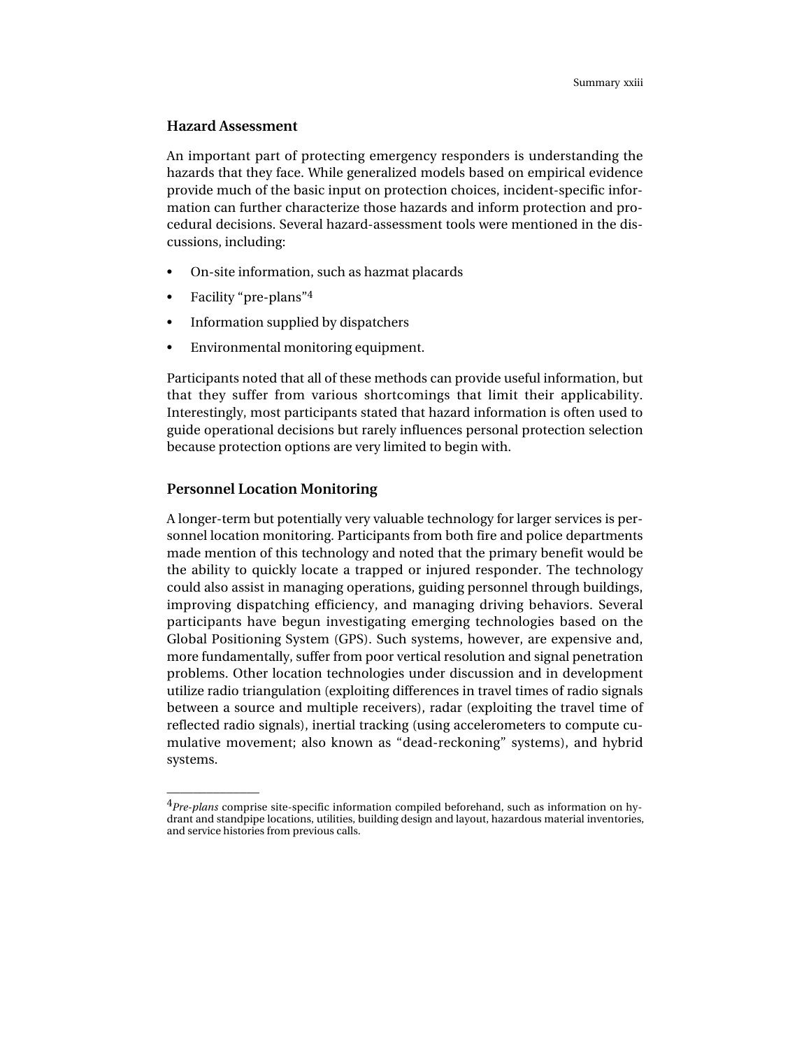### Hazard Assessment

An important part of protecting emergency responders is understanding the hazards that they face. While generalized models based on empirical evidence provide much of the basic input on protection choices, incident-specific information can further characterize those hazards and inform protection and procedural decisions. Several hazard-assessment tools were mentioned in the discussions, including:

- On-site information, such as hazmat placards
- Facility "pre-plans"[4]
- Information supplied by dispatchers
- Environmental monitoring equipment.

Participants noted that all of these methods can provide useful information, but that they suffer from various shortcomings that limit their applicability. Interestingly, most participants stated that hazard information is often used to guide operational decisions but rarely influences personal protection selection because protection options are very limited to begin with.

### Personnel Location Monitoring

A longer-term but potentially very valuable technology for larger services is personnel location monitoring. Participants from both fire and police departments made mention of this technology and noted that the primary benefit would be the ability to quickly locate a trapped or injured responder. The technology could also assist in managing operations, guiding personnel through buildings, improving dispatching efficiency, and managing driving behaviors. Several participants have begun investigating emerging technologies based on the Global Positioning System (GPS). Such systems, however, are expensive and, more fundamentally, suffer from poor vertical resolution and signal penetration problems. Other location technologies under discussion and in development utilize radio triangulation (exploiting differences in travel times of radio signals between a source and multiple receivers), radar (exploiting the travel time of reflected radio signals), inertial tracking (using accelerometers to compute cumulative movement; also known as "dead-reckoning" systems), and hybrid systems.

---

[4]*Pre-plans* comprise site-specific information compiled beforehand, such as information on hydrant and standpipe locations, utilities, building design and layout, hazardous material inventories, and service histories from previous calls.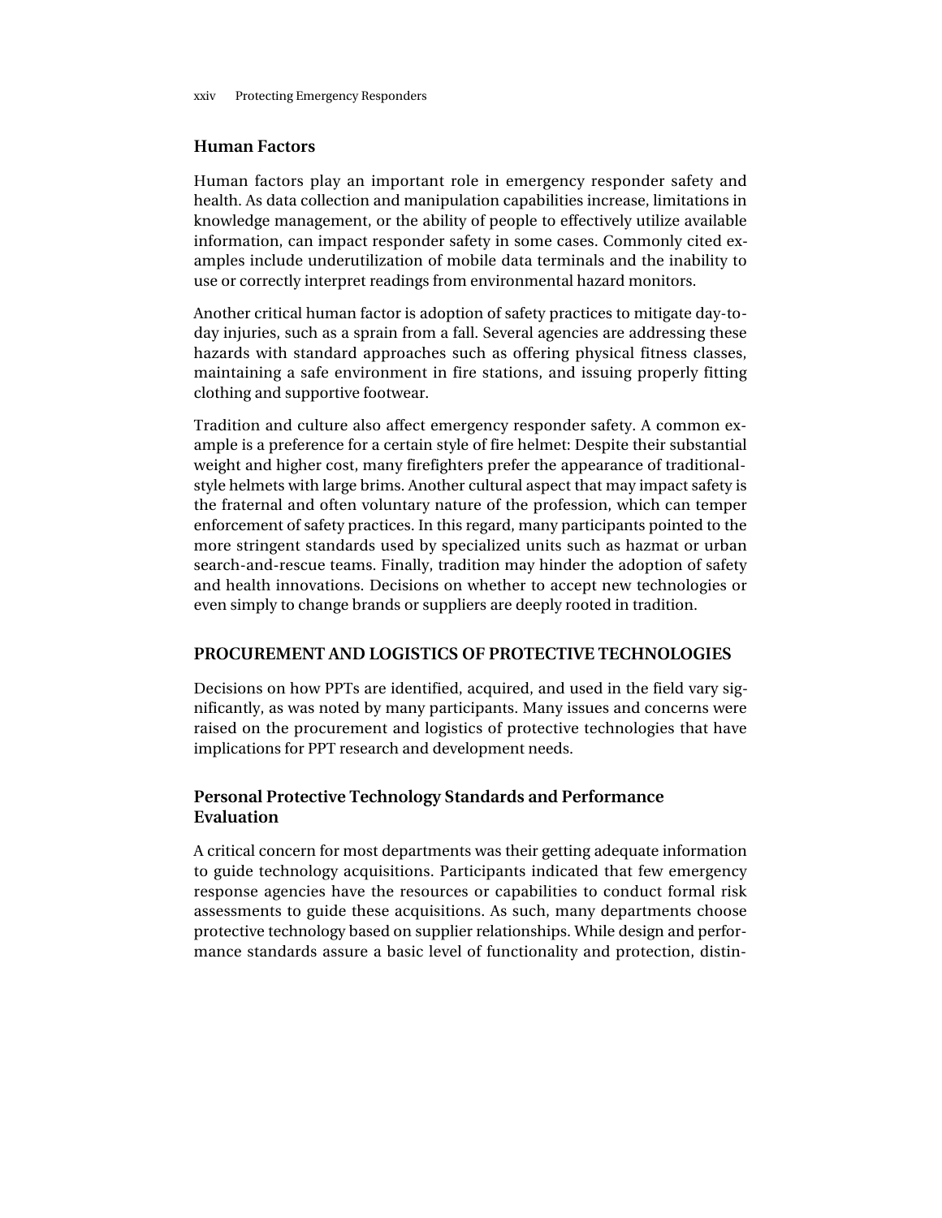### Human Factors

Human factors play an important role in emergency responder safety and health. As data collection and manipulation capabilities increase, limitations in knowledge management, or the ability of people to effectively utilize available information, can impact responder safety in some cases. Commonly cited examples include underutilization of mobile data terminals and the inability to use or correctly interpret readings from environmental hazard monitors.

Another critical human factor is adoption of safety practices to mitigate day-to-day injuries, such as a sprain from a fall. Several agencies are addressing these hazards with standard approaches such as offering physical fitness classes, maintaining a safe environment in fire stations, and issuing properly fitting clothing and supportive footwear.

Tradition and culture also affect emergency responder safety. A common example is a preference for a certain style of fire helmet: Despite their substantial weight and higher cost, many firefighters prefer the appearance of traditional-style helmets with large brims. Another cultural aspect that may impact safety is the fraternal and often voluntary nature of the profession, which can temper enforcement of safety practices. In this regard, many participants pointed to the more stringent standards used by specialized units such as hazmat or urban search-and-rescue teams. Finally, tradition may hinder the adoption of safety and health innovations. Decisions on whether to accept new technologies or even simply to change brands or suppliers are deeply rooted in tradition.

## PROCUREMENT AND LOGISTICS OF PROTECTIVE TECHNOLOGIES

Decisions on how PPTs are identified, acquired, and used in the field vary significantly, as was noted by many participants. Many issues and concerns were raised on the procurement and logistics of protective technologies that have implications for PPT research and development needs.

### Personal Protective Technology Standards and Performance Evaluation

A critical concern for most departments was their getting adequate information to guide technology acquisitions. Participants indicated that few emergency response agencies have the resources or capabilities to conduct formal risk assessments to guide these acquisitions. As such, many departments choose protective technology based on supplier relationships. While design and performance standards assure a basic level of functionality and protection, distin-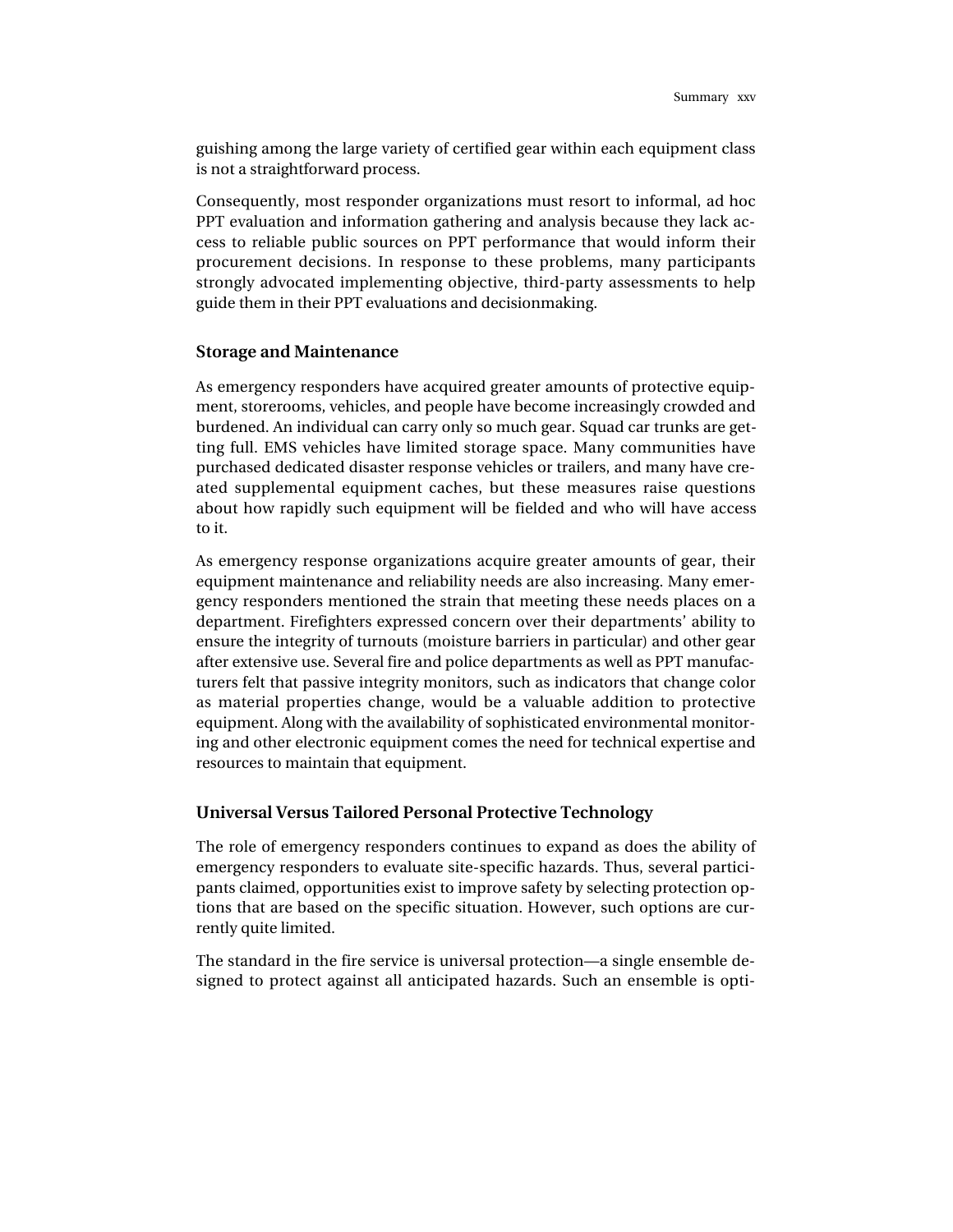guishing among the large variety of certified gear within each equipment class is not a straightforward process.

Consequently, most responder organizations must resort to informal, ad hoc PPT evaluation and information gathering and analysis because they lack access to reliable public sources on PPT performance that would inform their procurement decisions. In response to these problems, many participants strongly advocated implementing objective, third-party assessments to help guide them in their PPT evaluations and decisionmaking.

### Storage and Maintenance

As emergency responders have acquired greater amounts of protective equipment, storerooms, vehicles, and people have become increasingly crowded and burdened. An individual can carry only so much gear. Squad car trunks are getting full. EMS vehicles have limited storage space. Many communities have purchased dedicated disaster response vehicles or trailers, and many have created supplemental equipment caches, but these measures raise questions about how rapidly such equipment will be fielded and who will have access to it.

As emergency response organizations acquire greater amounts of gear, their equipment maintenance and reliability needs are also increasing. Many emergency responders mentioned the strain that meeting these needs places on a department. Firefighters expressed concern over their departments' ability to ensure the integrity of turnouts (moisture barriers in particular) and other gear after extensive use. Several fire and police departments as well as PPT manufacturers felt that passive integrity monitors, such as indicators that change color as material properties change, would be a valuable addition to protective equipment. Along with the availability of sophisticated environmental monitoring and other electronic equipment comes the need for technical expertise and resources to maintain that equipment.

### Universal Versus Tailored Personal Protective Technology

The role of emergency responders continues to expand as does the ability of emergency responders to evaluate site-specific hazards. Thus, several participants claimed, opportunities exist to improve safety by selecting protection options that are based on the specific situation. However, such options are currently quite limited.

The standard in the fire service is universal protection—a single ensemble designed to protect against all anticipated hazards. Such an ensemble is opti-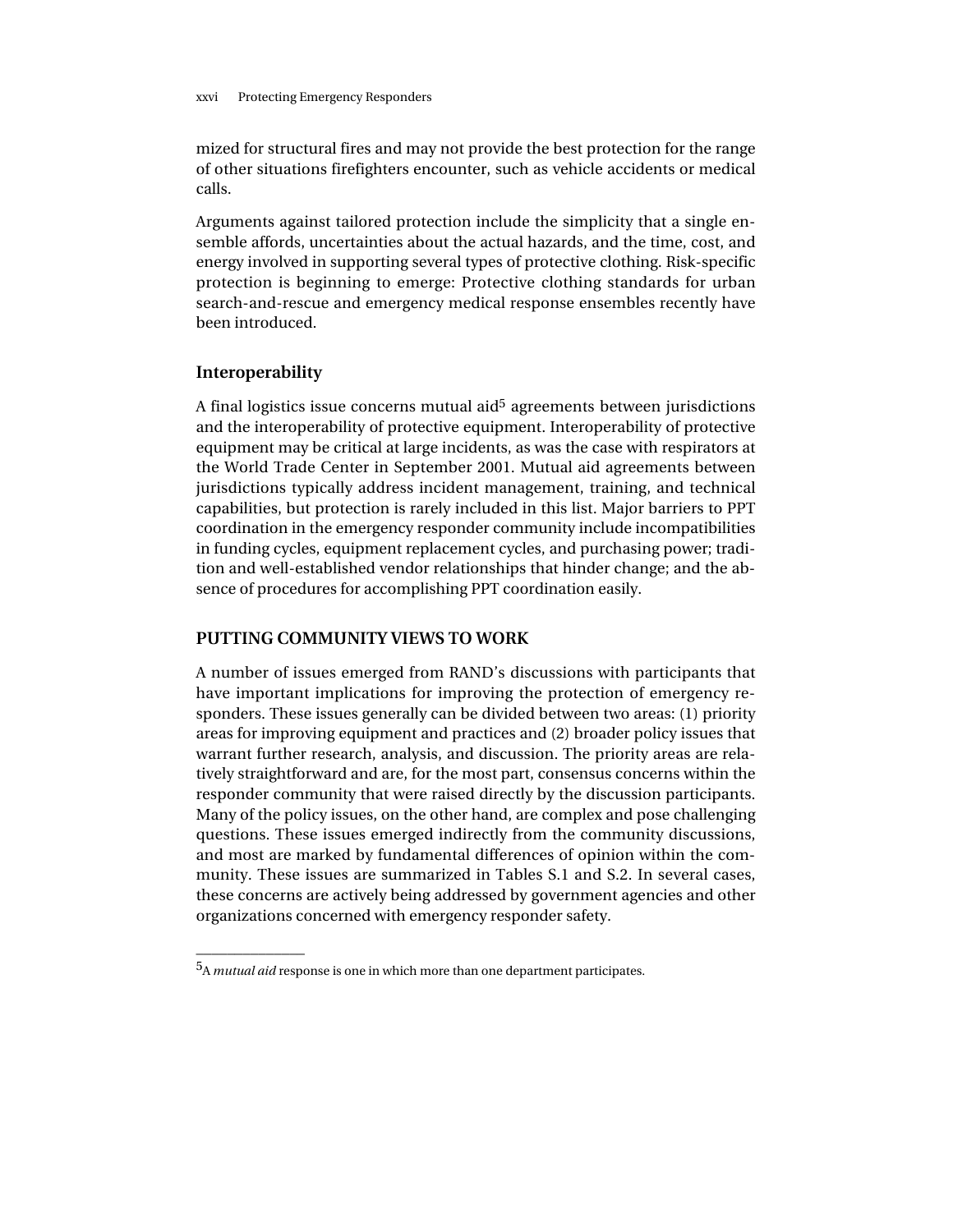mized for structural fires and may not provide the best protection for the range of other situations firefighters encounter, such as vehicle accidents or medical calls.

Arguments against tailored protection include the simplicity that a single ensemble affords, uncertainties about the actual hazards, and the time, cost, and energy involved in supporting several types of protective clothing. Risk-specific protection is beginning to emerge: Protective clothing standards for urban search-and-rescue and emergency medical response ensembles recently have been introduced.

### Interoperability

A final logistics issue concerns mutual aid[5] agreements between jurisdictions and the interoperability of protective equipment. Interoperability of protective equipment may be critical at large incidents, as was the case with respirators at the World Trade Center in September 2001. Mutual aid agreements between jurisdictions typically address incident management, training, and technical capabilities, but protection is rarely included in this list. Major barriers to PPT coordination in the emergency responder community include incompatibilities in funding cycles, equipment replacement cycles, and purchasing power; tradition and well-established vendor relationships that hinder change; and the absence of procedures for accomplishing PPT coordination easily.

## PUTTING COMMUNITY VIEWS TO WORK

A number of issues emerged from RAND's discussions with participants that have important implications for improving the protection of emergency responders. These issues generally can be divided between two areas: (1) priority areas for improving equipment and practices and (2) broader policy issues that warrant further research, analysis, and discussion. The priority areas are relatively straightforward and are, for the most part, consensus concerns within the responder community that were raised directly by the discussion participants. Many of the policy issues, on the other hand, are complex and pose challenging questions. These issues emerged indirectly from the community discussions, and most are marked by fundamental differences of opinion within the community. These issues are summarized in Tables S.1 and S.2. In several cases, these concerns are actively being addressed by government agencies and other organizations concerned with emergency responder safety.

---

[5] A *mutual aid* response is one in which more than one department participates.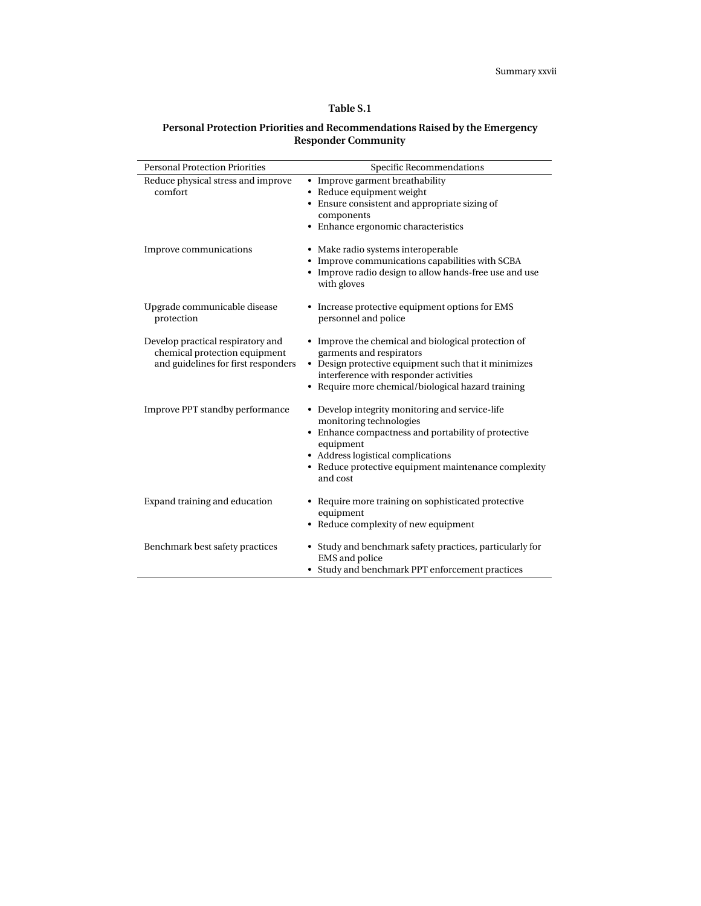**Table S.1**

**Personal Protection Priorities and Recommendations Raised by the Emergency Responder Community**

| Personal Protection Priorities | Specific Recommendations |
|---|---|
| Reduce physical stress and improve comfort | • Improve garment breathability<br>• Reduce equipment weight<br>• Ensure consistent and appropriate sizing of components<br>• Enhance ergonomic characteristics |
| Improve communications | • Make radio systems interoperable<br>• Improve communications capabilities with SCBA<br>• Improve radio design to allow hands-free use and use with gloves |
| Upgrade communicable disease protection | • Increase protective equipment options for EMS personnel and police |
| Develop practical respiratory and chemical protection equipment and guidelines for first responders | • Improve the chemical and biological protection of garments and respirators<br>• Design protective equipment such that it minimizes interference with responder activities<br>• Require more chemical/biological hazard training |
| Improve PPT standby performance | • Develop integrity monitoring and service-life monitoring technologies<br>• Enhance compactness and portability of protective equipment<br>• Address logistical complications<br>• Reduce protective equipment maintenance complexity and cost |
| Expand training and education | • Require more training on sophisticated protective equipment<br>• Reduce complexity of new equipment |
| Benchmark best safety practices | • Study and benchmark safety practices, particularly for EMS and police<br>• Study and benchmark PPT enforcement practices |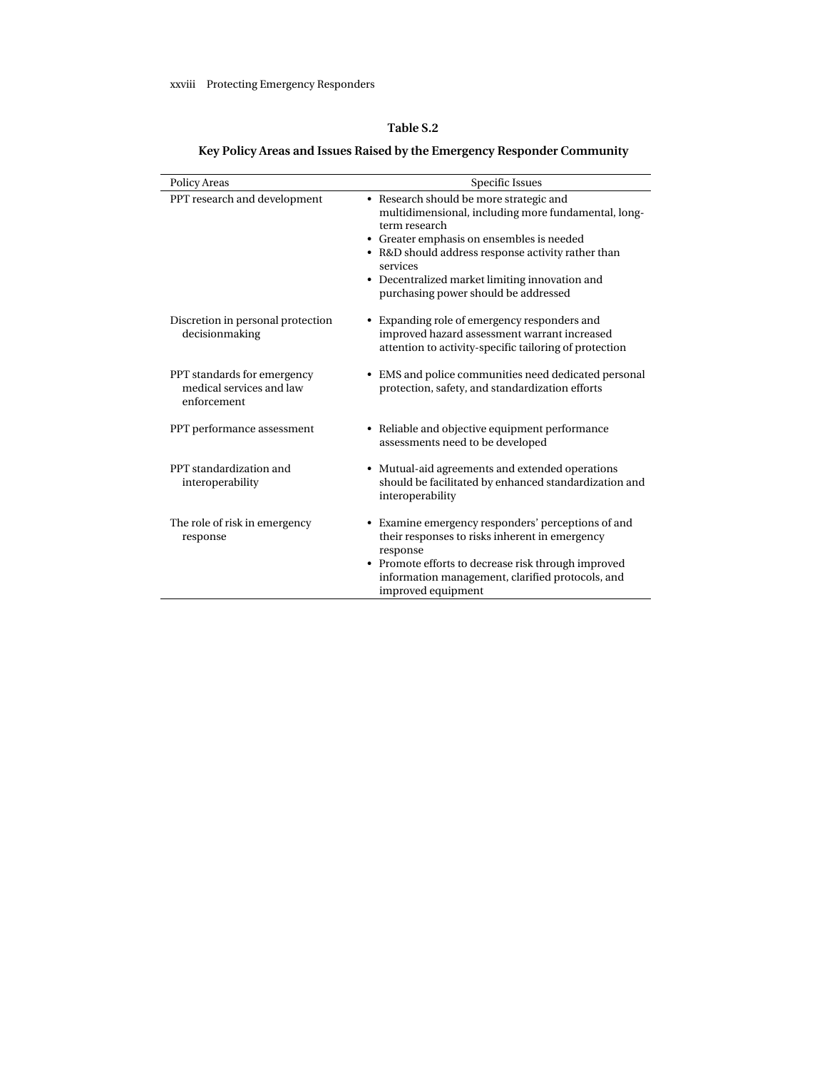**Table S.2**

**Key Policy Areas and Issues Raised by the Emergency Responder Community**

| Policy Areas | Specific Issues |
|---|---|
| PPT research and development | • Research should be more strategic and multidimensional, including more fundamental, long-term research<br>• Greater emphasis on ensembles is needed<br>• R&D should address response activity rather than services<br>• Decentralized market limiting innovation and purchasing power should be addressed |
| Discretion in personal protection decisionmaking | • Expanding role of emergency responders and improved hazard assessment warrant increased attention to activity-specific tailoring of protection |
| PPT standards for emergency medical services and law enforcement | • EMS and police communities need dedicated personal protection, safety, and standardization efforts |
| PPT performance assessment | • Reliable and objective equipment performance assessments need to be developed |
| PPT standardization and interoperability | • Mutual-aid agreements and extended operations should be facilitated by enhanced standardization and interoperability |
| The role of risk in emergency response | • Examine emergency responders' perceptions of and their responses to risks inherent in emergency response<br>• Promote efforts to decrease risk through improved information management, clarified protocols, and improved equipment |